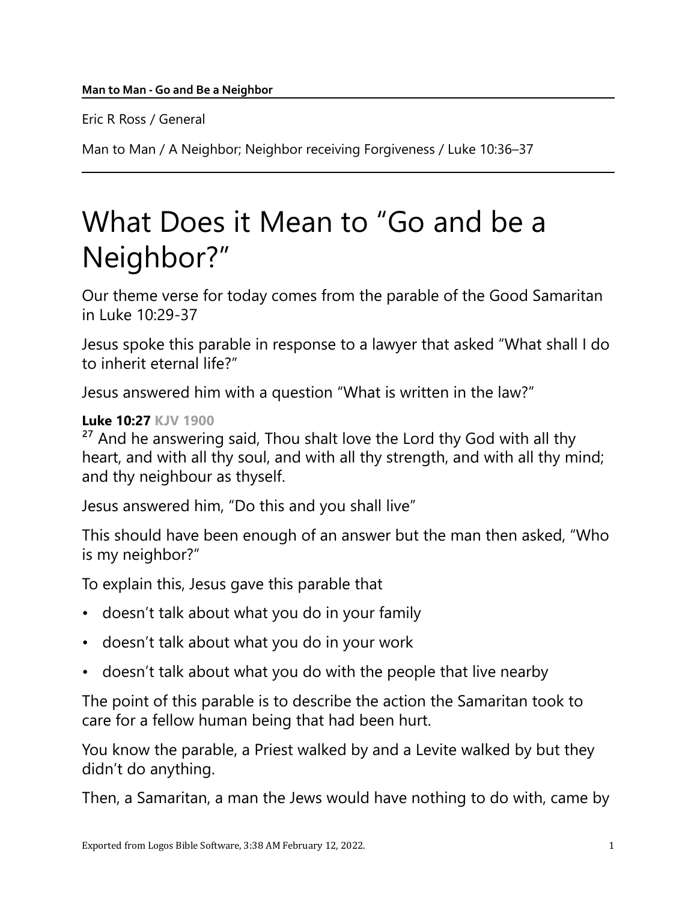**Man to Man - Go and Be a Neighbor**

Eric R Ross / General

Man to Man / A Neighbor; Neighbor receiving Forgiveness / Luke 10:36–37

# What Does it Mean to "Go and be a Neighbor?"

Our theme verse for today comes from the parable of the Good Samaritan in Luke 10:29-37

Jesus spoke this parable in response to a lawyer that asked "What shall I do to inherit eternal life?"

Jesus answered him with a question "What is written in the law?"

**Luke 10:27** KJV 1900
[27] And he answering said, Thou shalt love the Lord thy God with all thy heart, and with all thy soul, and with all thy strength, and with all thy mind; and thy neighbour as thyself.

Jesus answered him, "Do this and you shall live"

This should have been enough of an answer but the man then asked, "Who is my neighbor?"

To explain this, Jesus gave this parable that

- doesn't talk about what you do in your family
- doesn't talk about what you do in your work
- doesn't talk about what you do with the people that live nearby

The point of this parable is to describe the action the Samaritan took to care for a fellow human being that had been hurt.

You know the parable, a Priest walked by and a Levite walked by but they didn't do anything.

Then, a Samaritan, a man the Jews would have nothing to do with, came by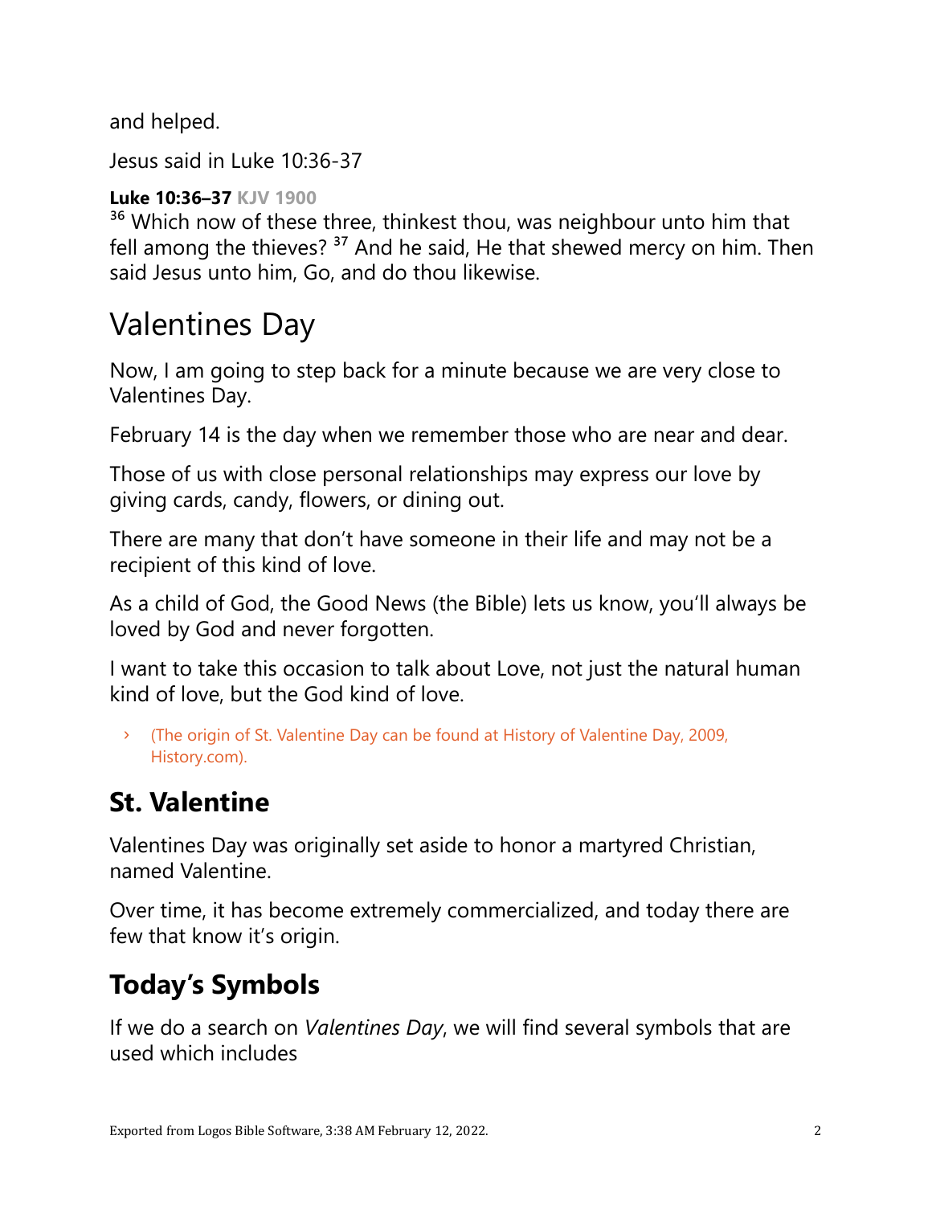and helped.

Jesus said in Luke 10:36-37

**Luke 10:36–37** KJV 1900
[36] Which now of these three, thinkest thou, was neighbour unto him that fell among the thieves? [37] And he said, He that shewed mercy on him. Then said Jesus unto him, Go, and do thou likewise.

# Valentines Day

Now, I am going to step back for a minute because we are very close to Valentines Day.

February 14 is the day when we remember those who are near and dear.

Those of us with close personal relationships may express our love by giving cards, candy, flowers, or dining out.

There are many that don't have someone in their life and may not be a recipient of this kind of love.

As a child of God, the Good News (the Bible) lets us know, you'll always be loved by God and never forgotten.

I want to take this occasion to talk about Love, not just the natural human kind of love, but the God kind of love.

› (The origin of St. Valentine Day can be found at History of Valentine Day, 2009, History.com).

## St. Valentine

Valentines Day was originally set aside to honor a martyred Christian, named Valentine.

Over time, it has become extremely commercialized, and today there are few that know it's origin.

## Today's Symbols

If we do a search on *Valentines Day*, we will find several symbols that are used which includes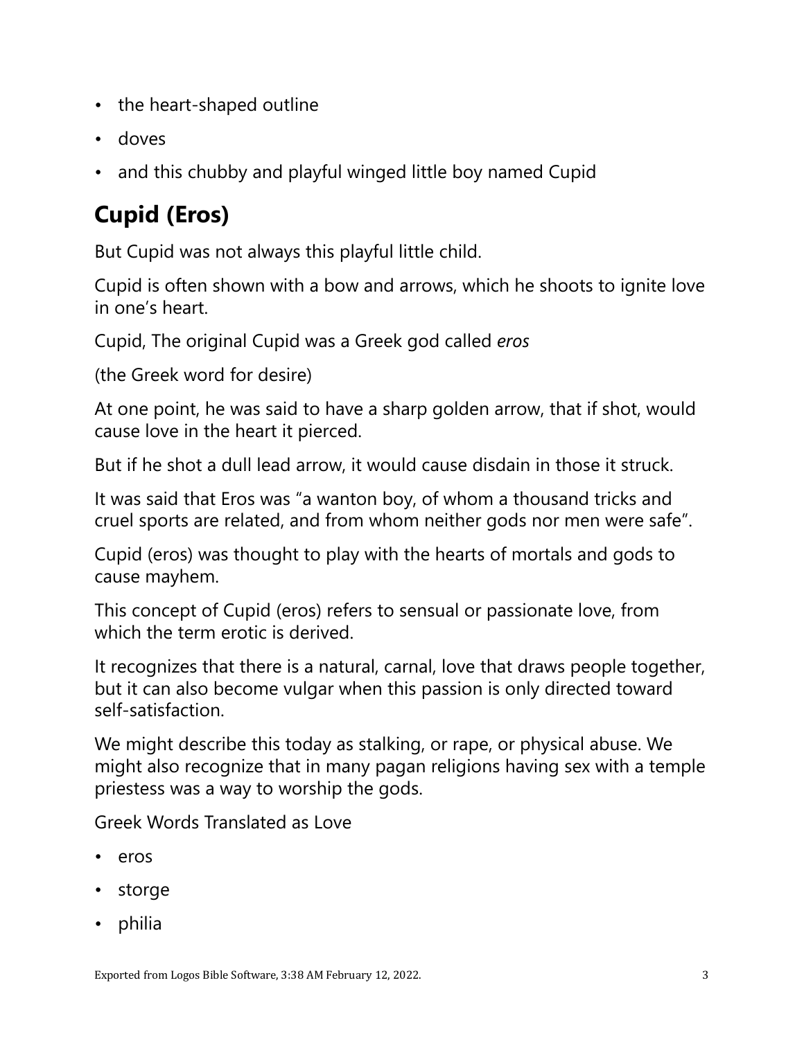- the heart-shaped outline
- doves
- and this chubby and playful winged little boy named Cupid

## Cupid (Eros)

But Cupid was not always this playful little child.

Cupid is often shown with a bow and arrows, which he shoots to ignite love in one's heart.

Cupid, The original Cupid was a Greek god called *eros*

(the Greek word for desire)

At one point, he was said to have a sharp golden arrow, that if shot, would cause love in the heart it pierced.

But if he shot a dull lead arrow, it would cause disdain in those it struck.

It was said that Eros was "a wanton boy, of whom a thousand tricks and cruel sports are related, and from whom neither gods nor men were safe".

Cupid (eros) was thought to play with the hearts of mortals and gods to cause mayhem.

This concept of Cupid (eros) refers to sensual or passionate love, from which the term erotic is derived.

It recognizes that there is a natural, carnal, love that draws people together, but it can also become vulgar when this passion is only directed toward self-satisfaction.

We might describe this today as stalking, or rape, or physical abuse. We might also recognize that in many pagan religions having sex with a temple priestess was a way to worship the gods.

Greek Words Translated as Love

- eros
- storge
- philia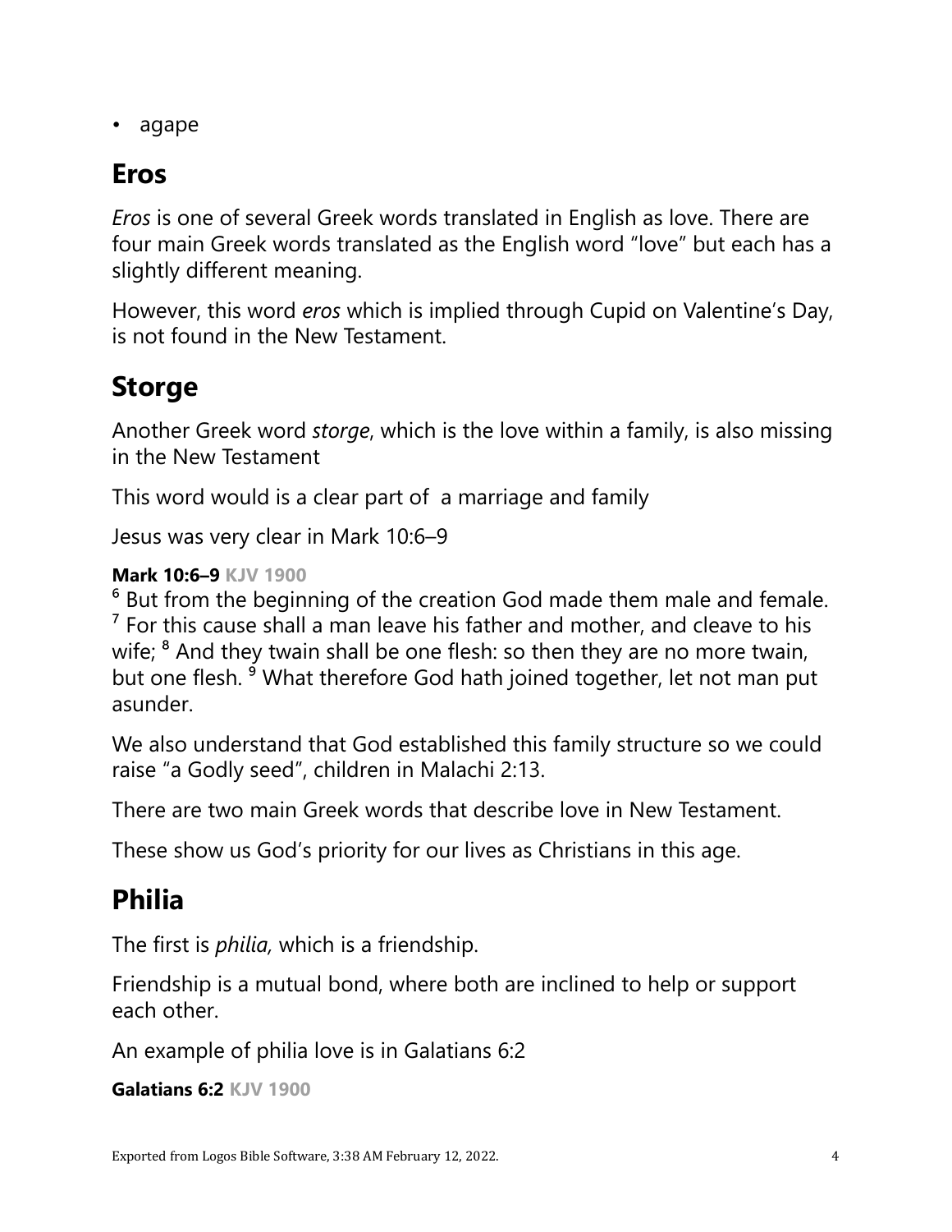- agape

## Eros

*Eros* is one of several Greek words translated in English as love. There are four main Greek words translated as the English word “love” but each has a slightly different meaning.

However, this word *eros* which is implied through Cupid on Valentine’s Day, is not found in the New Testament.

## Storge

Another Greek word *storge*, which is the love within a family, is also missing in the New Testament

This word would is a clear part of  a marriage and family

Jesus was very clear in Mark 10:6–9

**Mark 10:6–9** KJV 1900
[6] But from the beginning of the creation God made them male and female. [7] For this cause shall a man leave his father and mother, and cleave to his wife; [8] And they twain shall be one flesh: so then they are no more twain, but one flesh. [9] What therefore God hath joined together, let not man put asunder.

We also understand that God established this family structure so we could raise “a Godly seed”, children in Malachi 2:13.

There are two main Greek words that describe love in New Testament.

These show us God’s priority for our lives as Christians in this age.

## Philia

The first is *philia,* which is a friendship.

Friendship is a mutual bond, where both are inclined to help or support each other.

An example of philia love is in Galatians 6:2

**Galatians 6:2** KJV 1900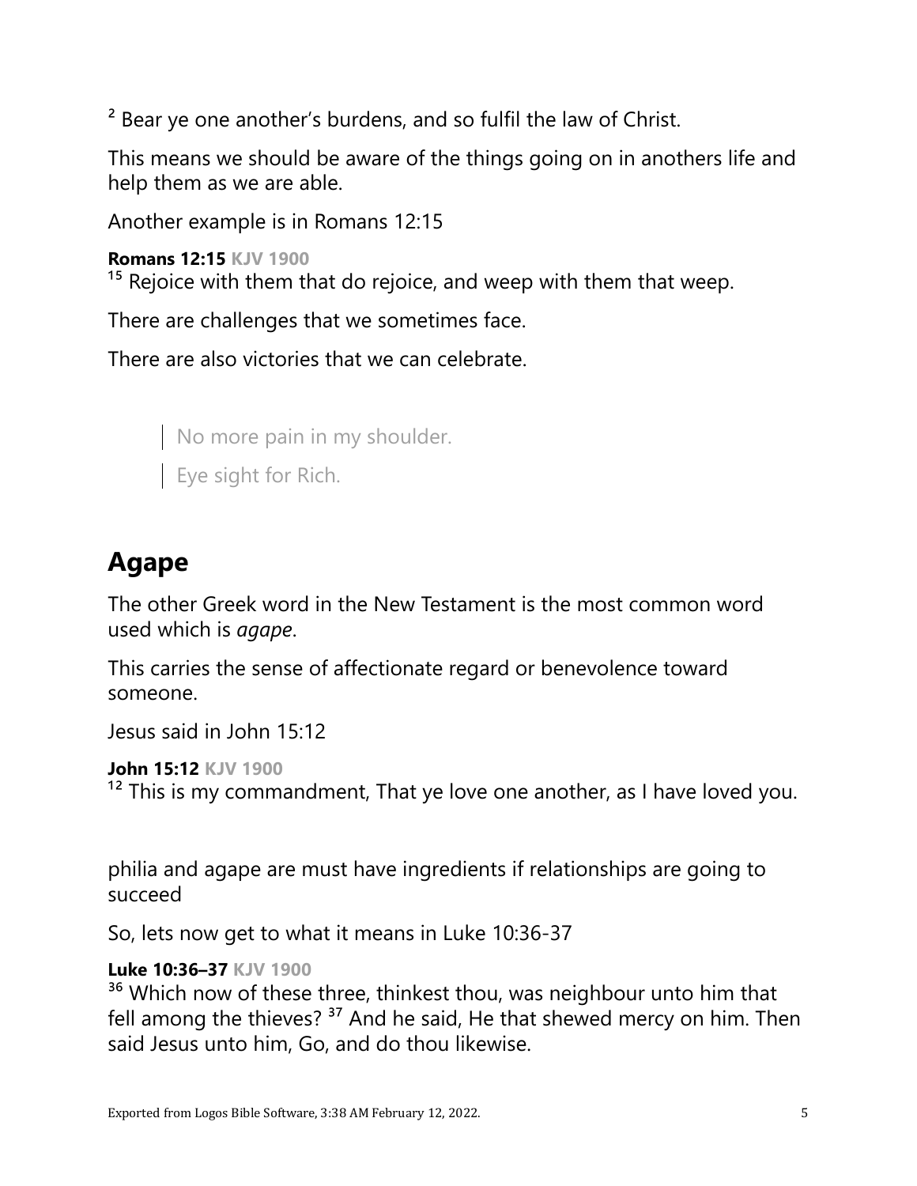[2] Bear ye one another's burdens, and so fulfil the law of Christ.

This means we should be aware of the things going on in anothers life and help them as we are able.

Another example is in Romans 12:15

**Romans 12:15** KJV 1900
[15] Rejoice with them that do rejoice, and weep with them that weep.

There are challenges that we sometimes face.

There are also victories that we can celebrate.

> No more pain in my shoulder.
>
> Eye sight for Rich.

## Agape

The other Greek word in the New Testament is the most common word used which is *agape*.

This carries the sense of affectionate regard or benevolence toward someone.

Jesus said in John 15:12

**John 15:12** KJV 1900
[12] This is my commandment, That ye love one another, as I have loved you.

philia and agape are must have ingredients if relationships are going to succeed

So, lets now get to what it means in Luke 10:36-37

**Luke 10:36–37** KJV 1900
[36] Which now of these three, thinkest thou, was neighbour unto him that fell among the thieves? [37] And he said, He that shewed mercy on him. Then said Jesus unto him, Go, and do thou likewise.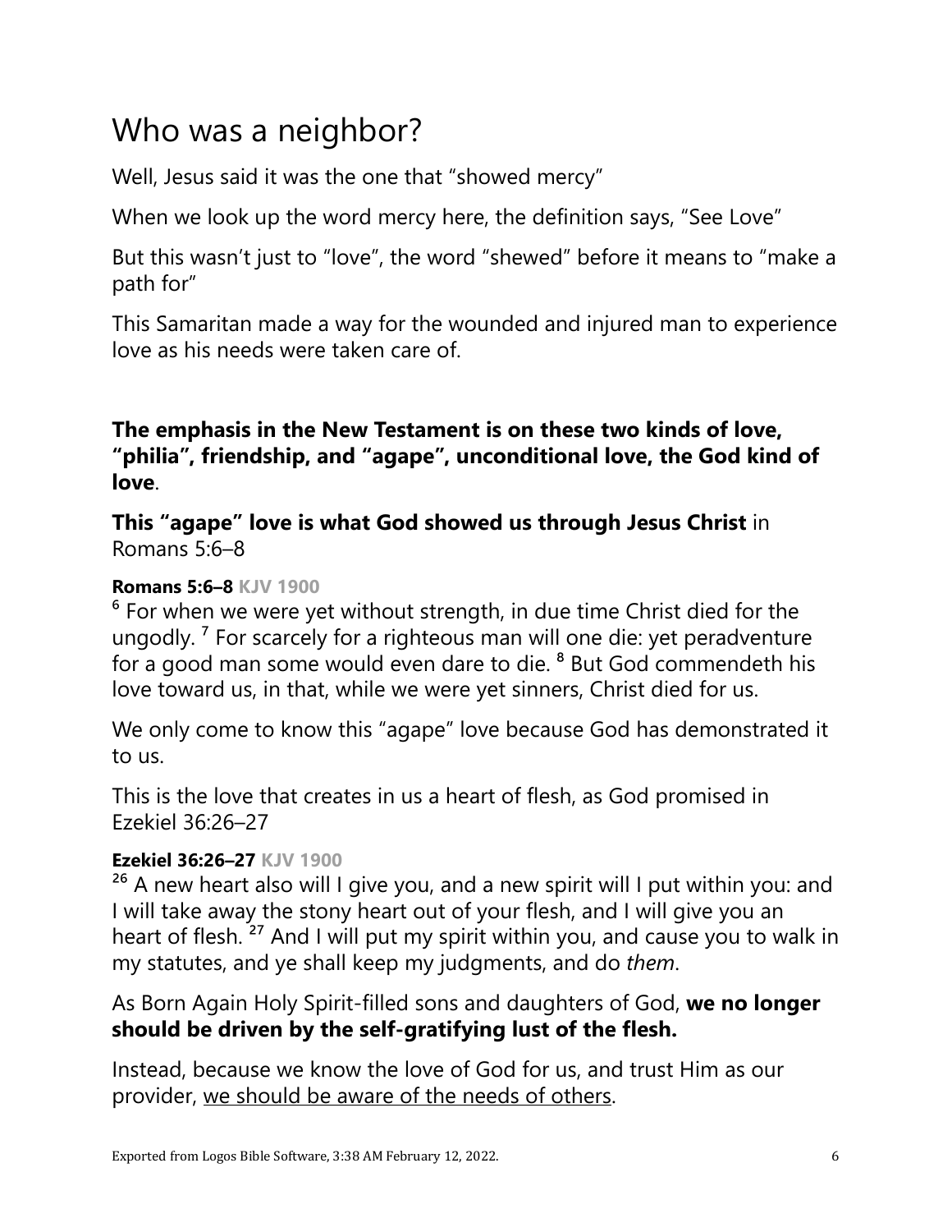# Who was a neighbor?

Well, Jesus said it was the one that "showed mercy"

When we look up the word mercy here, the definition says, "See Love"

But this wasn't just to "love", the word "shewed" before it means to "make a path for"

This Samaritan made a way for the wounded and injured man to experience love as his needs were taken care of.

**The emphasis in the New Testament is on these two kinds of love, "philia", friendship, and "agape", unconditional love, the God kind of love**.

**This "agape" love is what God showed us through Jesus Christ** in Romans 5:6–8

**Romans 5:6–8** KJV 1900

[6] For when we were yet without strength, in due time Christ died for the ungodly. [7] For scarcely for a righteous man will one die: yet peradventure for a good man some would even dare to die. [8] But God commendeth his love toward us, in that, while we were yet sinners, Christ died for us.

We only come to know this "agape" love because God has demonstrated it to us.

This is the love that creates in us a heart of flesh, as God promised in Ezekiel 36:26–27

**Ezekiel 36:26–27** KJV 1900

[26] A new heart also will I give you, and a new spirit will I put within you: and I will take away the stony heart out of your flesh, and I will give you an heart of flesh. [27] And I will put my spirit within you, and cause you to walk in my statutes, and ye shall keep my judgments, and do *them*.

As Born Again Holy Spirit-filled sons and daughters of God, **we no longer should be driven by the self-gratifying lust of the flesh.**

Instead, because we know the love of God for us, and trust Him as our provider, <u>we should be aware of the needs of others</u>.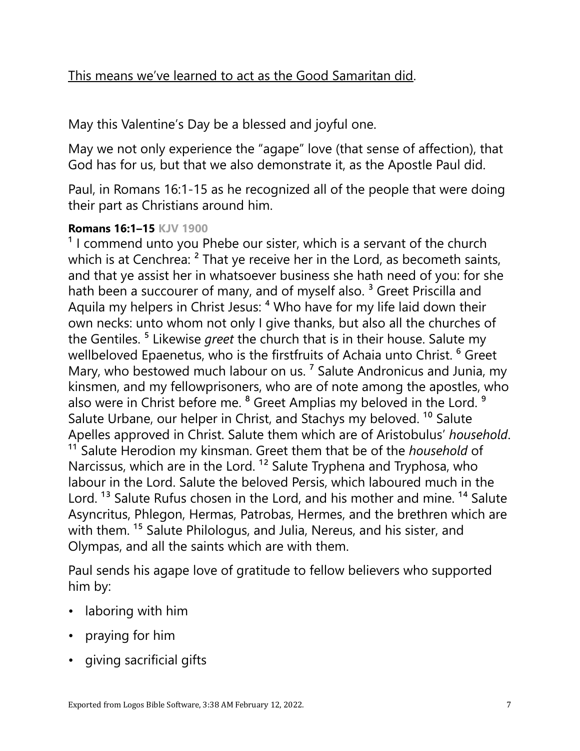<u>This means we've learned to act as the Good Samaritan did</u>.

May this Valentine's Day be a blessed and joyful one.

May we not only experience the "agape" love (that sense of affection), that God has for us, but that we also demonstrate it, as the Apostle Paul did.

Paul, in Romans 16:1-15 as he recognized all of the people that were doing their part as Christians around him.

**Romans 16:1–15** KJV 1900

[1] I commend unto you Phebe our sister, which is a servant of the church which is at Cenchrea: [2] That ye receive her in the Lord, as becometh saints, and that ye assist her in whatsoever business she hath need of you: for she hath been a succourer of many, and of myself also. [3] Greet Priscilla and Aquila my helpers in Christ Jesus: [4] Who have for my life laid down their own necks: unto whom not only I give thanks, but also all the churches of the Gentiles. [5] Likewise *greet* the church that is in their house. Salute my wellbeloved Epaenetus, who is the firstfruits of Achaia unto Christ. [6] Greet Mary, who bestowed much labour on us. [7] Salute Andronicus and Junia, my kinsmen, and my fellowprisoners, who are of note among the apostles, who also were in Christ before me. [8] Greet Amplias my beloved in the Lord. [9] Salute Urbane, our helper in Christ, and Stachys my beloved. [10] Salute Apelles approved in Christ. Salute them which are of Aristobulus' *household*. [11] Salute Herodion my kinsman. Greet them that be of the *household* of Narcissus, which are in the Lord. [12] Salute Tryphena and Tryphosa, who labour in the Lord. Salute the beloved Persis, which laboured much in the Lord. [13] Salute Rufus chosen in the Lord, and his mother and mine. [14] Salute Asyncritus, Phlegon, Hermas, Patrobas, Hermes, and the brethren which are with them. [15] Salute Philologus, and Julia, Nereus, and his sister, and Olympas, and all the saints which are with them.

Paul sends his agape love of gratitude to fellow believers who supported him by:

- laboring with him
- praying for him
- giving sacrificial gifts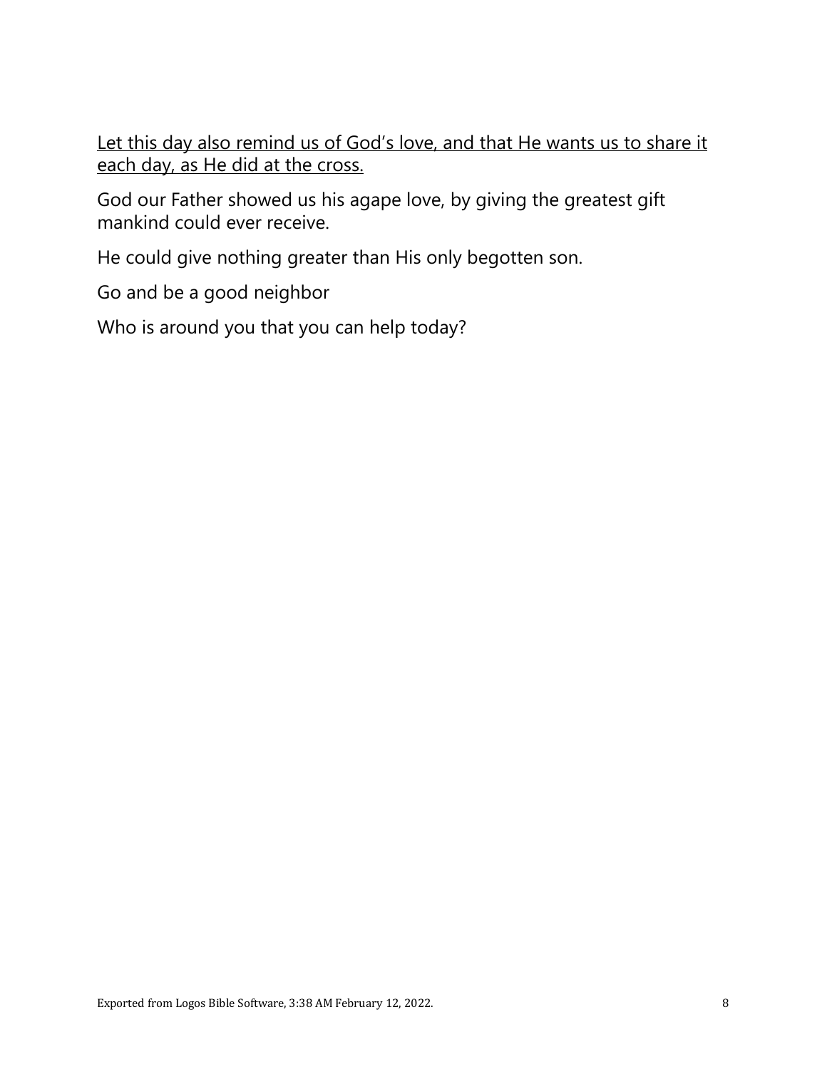<u>Let this day also remind us of God’s love, and that He wants us to share it each day, as He did at the cross.</u>

God our Father showed us his agape love, by giving the greatest gift mankind could ever receive.

He could give nothing greater than His only begotten son.

Go and be a good neighbor

Who is around you that you can help today?